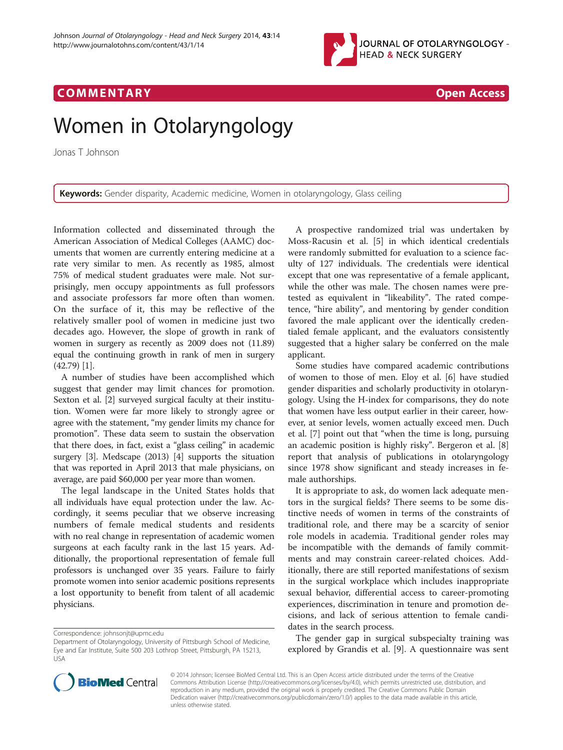COMMENTARY Open Access

# Women in Otolaryngology

Jonas T Johnson

**Keywords:** Gender disparity, Academic medicine, Women in otolaryngology, Glass ceiling

Information collected and disseminated through the American Association of Medical Colleges (AAMC) documents that women are currently entering medicine at a rate very similar to men. As recently as 1985, almost 75% of medical student graduates were male. Not surprisingly, men occupy appointments as full professors and associate professors far more often than women. On the surface of it, this may be reflective of the relatively smaller pool of women in medicine just two decades ago. However, the slope of growth in rank of women in surgery as recently as 2009 does not (11.89) equal the continuing growth in rank of men in surgery (42.79) [1].

A number of studies have been accomplished which suggest that gender may limit chances for promotion. Sexton et al. [2] surveyed surgical faculty at their institution. Women were far more likely to strongly agree or agree with the statement, "my gender limits my chance for promotion". These data seem to sustain the observation that there does, in fact, exist a "glass ceiling" in academic surgery [3]. Medscape (2013) [4] supports the situation that was reported in April 2013 that male physicians, on average, are paid $60,000 per year more than women.

The legal landscape in the United States holds that all individuals have equal protection under the law. Accordingly, it seems peculiar that we observe increasing numbers of female medical students and residents with no real change in representation of academic women surgeons at each faculty rank in the last 15 years. Additionally, the proportional representation of female full professors is unchanged over 35 years. Failure to fairly promote women into senior academic positions represents a lost opportunity to benefit from talent of all academic physicians.

A prospective randomized trial was undertaken by Moss-Racusin et al. [5] in which identical credentials were randomly submitted for evaluation to a science faculty of 127 individuals. The credentials were identical except that one was representative of a female applicant, while the other was male. The chosen names were pretested as equivalent in "likeability". The rated competence, "hire ability", and mentoring by gender condition favored the male applicant over the identically credentialed female applicant, and the evaluators consistently suggested that a higher salary be conferred on the male applicant.

Some studies have compared academic contributions of women to those of men. Eloy et al. [6] have studied gender disparities and scholarly productivity in otolaryngology. Using the H-index for comparisons, they do note that women have less output earlier in their career, however, at senior levels, women actually exceed men. Duch et al. [7] point out that "when the time is long, pursuing an academic position is highly risky". Bergeron et al. [8] report that analysis of publications in otolaryngology since 1978 show significant and steady increases in female authorships.

It is appropriate to ask, do women lack adequate mentors in the surgical fields? There seems to be some distinctive needs of women in terms of the constraints of traditional role, and there may be a scarcity of senior role models in academia. Traditional gender roles may be incompatible with the demands of family commitments and may constrain career-related choices. Additionally, there are still reported manifestations of sexism in the surgical workplace which includes inappropriate sexual behavior, differential access to career-promoting experiences, discrimination in tenure and promotion decisions, and lack of serious attention to female candidates in the search process.

The gender gap in surgical subspecialty training was explored by Grandis et al. [9]. A questionnaire was sent

Correspondence: johnsonjt@upmc.edu
Department of Otolaryngology, University of Pittsburgh School of Medicine, Eye and Ear Institute, Suite 500 203 Lothrop Street, Pittsburgh, PA 15213, USA

© 2014 Johnson; licensee BioMed Central Ltd. This is an Open Access article distributed under the terms of the Creative Commons Attribution License (http://creativecommons.org/licenses/by/4.0), which permits unrestricted use, distribution, and reproduction in any medium, provided the original work is properly credited. The Creative Commons Public Domain Dedication waiver (http://creativecommons.org/publicdomain/zero/1.0/) applies to the data made available in this article, unless otherwise stated.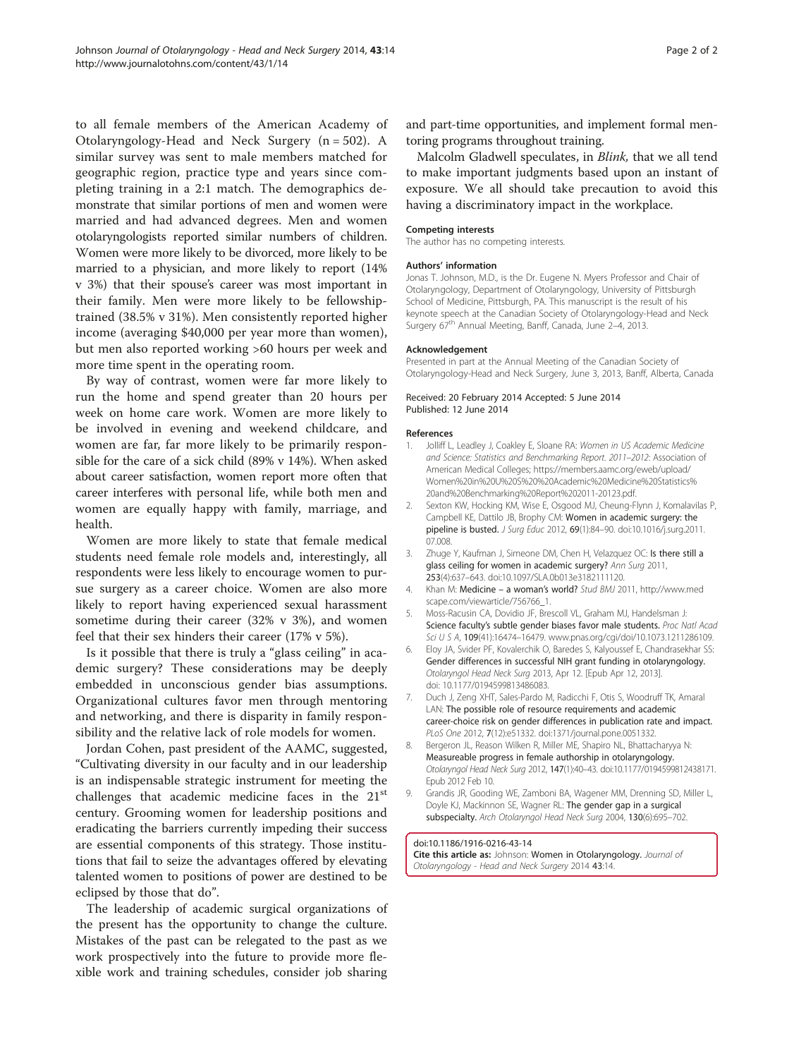to all female members of the American Academy of Otolaryngology-Head and Neck Surgery (n = 502). A similar survey was sent to male members matched for geographic region, practice type and years since completing training in a 2:1 match. The demographics demonstrate that similar portions of men and women were married and had advanced degrees. Men and women otolaryngologists reported similar numbers of children. Women were more likely to be divorced, more likely to be married to a physician, and more likely to report (14% v 3%) that their spouse's career was most important in their family. Men were more likely to be fellowship-trained (38.5% v 31%). Men consistently reported higher income (averaging $40,000 per year more than women), but men also reported working >60 hours per week and more time spent in the operating room.

By way of contrast, women were far more likely to run the home and spend greater than 20 hours per week on home care work. Women are more likely to be involved in evening and weekend childcare, and women are far, far more likely to be primarily responsible for the care of a sick child (89% v 14%). When asked about career satisfaction, women report more often that career interferes with personal life, while both men and women are equally happy with family, marriage, and health.

Women are more likely to state that female medical students need female role models and, interestingly, all respondents were less likely to encourage women to pursue surgery as a career choice. Women are also more likely to report having experienced sexual harassment sometime during their career (32% v 3%), and women feel that their sex hinders their career (17% v 5%).

Is it possible that there is truly a "glass ceiling" in academic surgery? These considerations may be deeply embedded in unconscious gender bias assumptions. Organizational cultures favor men through mentoring and networking, and there is disparity in family responsibility and the relative lack of role models for women.

Jordan Cohen, past president of the AAMC, suggested, "Cultivating diversity in our faculty and in our leadership is an indispensable strategic instrument for meeting the challenges that academic medicine faces in the 21st century. Grooming women for leadership positions and eradicating the barriers currently impeding their success are essential components of this strategy. Those institutions that fail to seize the advantages offered by elevating talented women to positions of power are destined to be eclipsed by those that do".

The leadership of academic surgical organizations of the present has the opportunity to change the culture. Mistakes of the past can be relegated to the past as we work prospectively into the future to provide more flexible work and training schedules, consider job sharing and part-time opportunities, and implement formal mentoring programs throughout training.

Malcolm Gladwell speculates, in *Blink*, that we all tend to make important judgments based upon an instant of exposure. We all should take precaution to avoid this having a discriminatory impact in the workplace.

#### Competing interests

The author has no competing interests.

#### Authors' information

Jonas T. Johnson, M.D., is the Dr. Eugene N. Myers Professor and Chair of Otolaryngology, Department of Otolaryngology, University of Pittsburgh School of Medicine, Pittsburgh, PA. This manuscript is the result of his keynote speech at the Canadian Society of Otolaryngology-Head and Neck Surgery 67th Annual Meeting, Banff, Canada, June 2–4, 2013.

#### Acknowledgement

Presented in part at the Annual Meeting of the Canadian Society of Otolaryngology-Head and Neck Surgery, June 3, 2013, Banff, Alberta, Canada

Received: 20 February 2014 Accepted: 5 June 2014
Published: 12 June 2014

#### References

1. Jolliff L, Leadley J, Coakley E, Sloane RA: *Women in US Academic Medicine and Science: Statistics and Benchmarking Report. 2011–2012*: Association of American Medical Colleges; https://members.aamc.org/eweb/upload/Women%20in%20U%20S%20%20Academic%20Medicine%20Statistics%20and%20Benchmarking%20Report%202011-20123.pdf.
2. Sexton KW, Hocking KM, Wise E, Osgood MJ, Cheung-Flynn J, Komalavilas P, Campbell KE, Dattilo JB, Brophy CM: **Women in academic surgery: the pipeline is busted.** *J Surg Educ* 2012, **69**(1):84–90. doi:10.1016/j.surg.2011.07.008.
3. Zhuge Y, Kaufman J, Simeone DM, Chen H, Velazquez OC: **Is there still a glass ceiling for women in academic surgery?** *Ann Surg* 2011, **253**(4):637–643. doi:10.1097/SLA.0b013e3182111120.
4. Khan M: **Medicine – a woman's world?** *Stud BMJ* 2011, http://www.medscape.com/viewarticle/756766_1.
5. Moss-Racusin CA, Dovidio JF, Brescoll VL, Graham MJ, Handelsman J: **Science faculty's subtle gender biases favor male students.** *Proc Natl Acad Sci U S A*, **109**(41):16474–16479. www.pnas.org/cgi/doi/10.1073.1211286109.
6. Eloy JA, Svider PF, Kovalerchik O, Baredes S, Kalyoussef E, Chandrasekhar SS: **Gender differences in successful NIH grant funding in otolaryngology.** *Otolaryngol Head Neck Surg* 2013, Apr 12. [Epub Apr 12, 2013]. doi: 10.1177/0194599813486083.
7. Duch J, Zeng XHT, Sales-Pardo M, Radicchi F, Otis S, Woodruff TK, Amaral LAN: **The possible role of resource requirements and academic career-choice risk on gender differences in publication rate and impact.** *PLoS One* 2012, **7**(12):e51332. doi:1371/journal.pone.0051332.
8. Bergeron JL, Reason Wilken R, Miller ME, Shapiro NL, Bhattacharyya N: **Measureable progress in female authorship in otolaryngology.** *Otolaryngol Head Neck Surg* 2012, **147**(1):40–43. doi:10.1177/0194599812438171. Epub 2012 Feb 10.
9. Grandis JR, Gooding WE, Zamboni BA, Wagener MM, Drenning SD, Miller L, Doyle KJ, Mackinnon SE, Wagner RL: **The gender gap in a surgical subspecialty.** *Arch Otolaryngol Head Neck Surg* 2004, **130**(6):695–702.

doi:10.1186/1916-0216-43-14
**Cite this article as:** Johnson: Women in Otolaryngology. *Journal of Otolaryngology - Head and Neck Surgery* 2014 **43**:14.